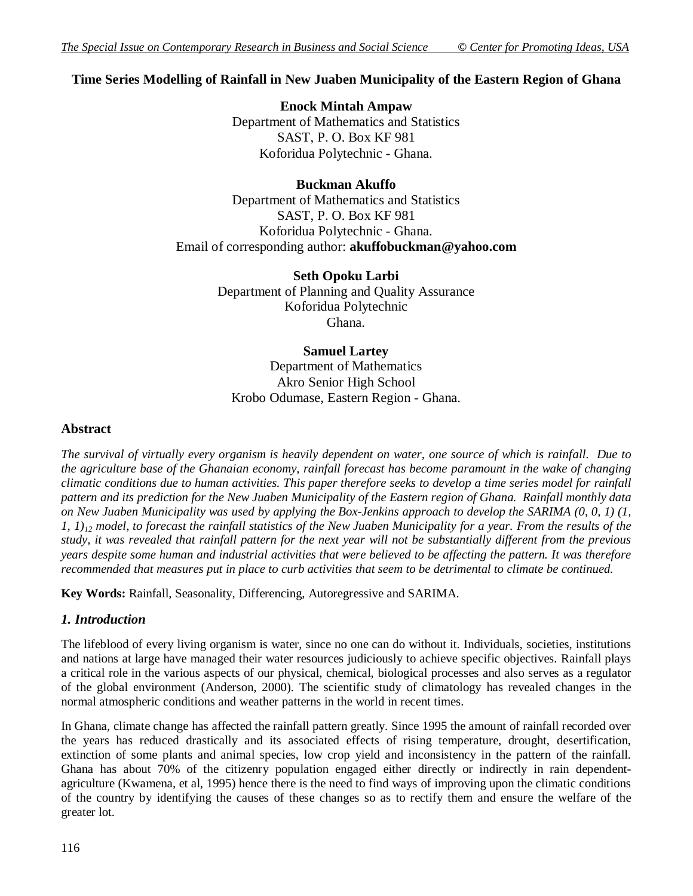# Time Series Modelling of Rainfall in New Juaben Municipality of the Eastern Region of Ghana

**Enock Mintah Ampaw**
Department of Mathematics and Statistics
SAST, P. O. Box KF 981
Koforidua Polytechnic - Ghana.

**Buckman Akuffo**
Department of Mathematics and Statistics
SAST, P. O. Box KF 981
Koforidua Polytechnic - Ghana.
Email of corresponding author: **akuffobuckman@yahoo.com**

**Seth Opoku Larbi**
Department of Planning and Quality Assurance
Koforidua Polytechnic
Ghana.

**Samuel Lartey**
Department of Mathematics
Akro Senior High School
Krobo Odumase, Eastern Region - Ghana.

## Abstract

*The survival of virtually every organism is heavily dependent on water, one source of which is rainfall. Due to the agriculture base of the Ghanaian economy, rainfall forecast has become paramount in the wake of changing climatic conditions due to human activities. This paper therefore seeks to develop a time series model for rainfall pattern and its prediction for the New Juaben Municipality of the Eastern region of Ghana. Rainfall monthly data on New Juaben Municipality was used by applying the Box-Jenkins approach to develop the SARIMA (0, 0, 1) (1, 1, 1)$_{12}$ model, to forecast the rainfall statistics of the New Juaben Municipality for a year. From the results of the study, it was revealed that rainfall pattern for the next year will not be substantially different from the previous years despite some human and industrial activities that were believed to be affecting the pattern. It was therefore recommended that measures put in place to curb activities that seem to be detrimental to climate be continued.*

**Key Words:** Rainfall, Seasonality, Differencing, Autoregressive and SARIMA.

## *1. Introduction*

The lifeblood of every living organism is water, since no one can do without it. Individuals, societies, institutions and nations at large have managed their water resources judiciously to achieve specific objectives. Rainfall plays a critical role in the various aspects of our physical, chemical, biological processes and also serves as a regulator of the global environment (Anderson, 2000). The scientific study of climatology has revealed changes in the normal atmospheric conditions and weather patterns in the world in recent times.

In Ghana, climate change has affected the rainfall pattern greatly. Since 1995 the amount of rainfall recorded over the years has reduced drastically and its associated effects of rising temperature, drought, desertification, extinction of some plants and animal species, low crop yield and inconsistency in the pattern of the rainfall. Ghana has about 70% of the citizenry population engaged either directly or indirectly in rain dependent-agriculture (Kwamena, et al, 1995) hence there is the need to find ways of improving upon the climatic conditions of the country by identifying the causes of these changes so as to rectify them and ensure the welfare of the greater lot.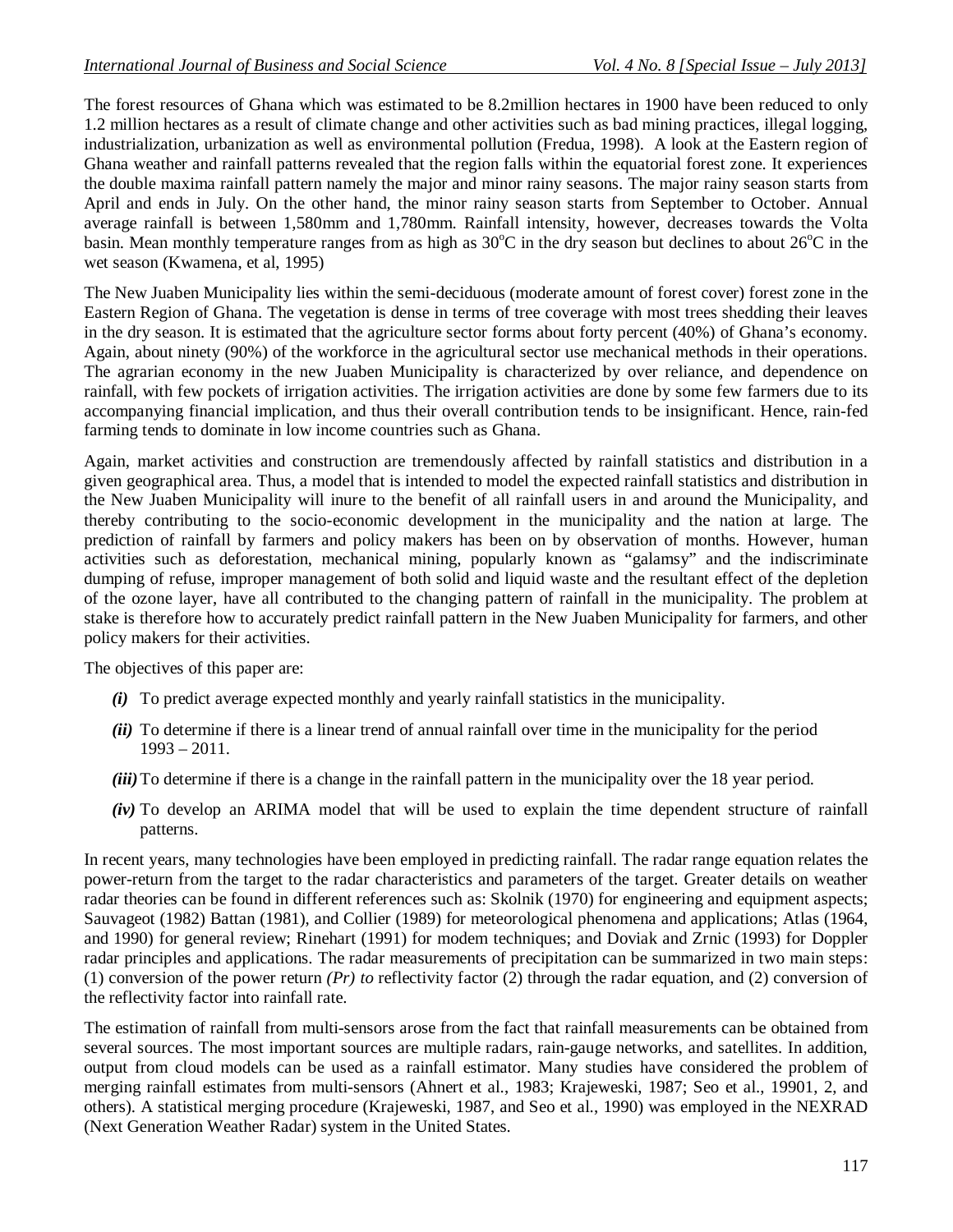The forest resources of Ghana which was estimated to be 8.2million hectares in 1900 have been reduced to only 1.2 million hectares as a result of climate change and other activities such as bad mining practices, illegal logging, industrialization, urbanization as well as environmental pollution (Fredua, 1998). A look at the Eastern region of Ghana weather and rainfall patterns revealed that the region falls within the equatorial forest zone. It experiences the double maxima rainfall pattern namely the major and minor rainy seasons. The major rainy season starts from April and ends in July. On the other hand, the minor rainy season starts from September to October. Annual average rainfall is between 1,580mm and 1,780mm. Rainfall intensity, however, decreases towards the Volta basin. Mean monthly temperature ranges from as high as 30°C in the dry season but declines to about 26°C in the wet season (Kwamena, et al, 1995)

The New Juaben Municipality lies within the semi-deciduous (moderate amount of forest cover) forest zone in the Eastern Region of Ghana. The vegetation is dense in terms of tree coverage with most trees shedding their leaves in the dry season. It is estimated that the agriculture sector forms about forty percent (40%) of Ghana's economy. Again, about ninety (90%) of the workforce in the agricultural sector use mechanical methods in their operations. The agrarian economy in the new Juaben Municipality is characterized by over reliance, and dependence on rainfall, with few pockets of irrigation activities. The irrigation activities are done by some few farmers due to its accompanying financial implication, and thus their overall contribution tends to be insignificant. Hence, rain-fed farming tends to dominate in low income countries such as Ghana.

Again, market activities and construction are tremendously affected by rainfall statistics and distribution in a given geographical area. Thus, a model that is intended to model the expected rainfall statistics and distribution in the New Juaben Municipality will inure to the benefit of all rainfall users in and around the Municipality, and thereby contributing to the socio-economic development in the municipality and the nation at large. The prediction of rainfall by farmers and policy makers has been on by observation of months. However, human activities such as deforestation, mechanical mining, popularly known as "galamsy" and the indiscriminate dumping of refuse, improper management of both solid and liquid waste and the resultant effect of the depletion of the ozone layer, have all contributed to the changing pattern of rainfall in the municipality. The problem at stake is therefore how to accurately predict rainfall pattern in the New Juaben Municipality for farmers, and other policy makers for their activities.

The objectives of this paper are:

- ***(i)*** To predict average expected monthly and yearly rainfall statistics in the municipality.
- ***(ii)*** To determine if there is a linear trend of annual rainfall over time in the municipality for the period 1993 – 2011.
- ***(iii)*** To determine if there is a change in the rainfall pattern in the municipality over the 18 year period.
- ***(iv)*** To develop an ARIMA model that will be used to explain the time dependent structure of rainfall patterns.

In recent years, many technologies have been employed in predicting rainfall. The radar range equation relates the power-return from the target to the radar characteristics and parameters of the target. Greater details on weather radar theories can be found in different references such as: Skolnik (1970) for engineering and equipment aspects; Sauvageot (1982) Battan (1981), and Collier (1989) for meteorological phenomena and applications; Atlas (1964, and 1990) for general review; Rinehart (1991) for modem techniques; and Doviak and Zrnic (1993) for Doppler radar principles and applications. The radar measurements of precipitation can be summarized in two main steps: (1) conversion of the power return *(Pr) to* reflectivity factor (2) through the radar equation, and (2) conversion of the reflectivity factor into rainfall rate.

The estimation of rainfall from multi-sensors arose from the fact that rainfall measurements can be obtained from several sources. The most important sources are multiple radars, rain-gauge networks, and satellites. In addition, output from cloud models can be used as a rainfall estimator. Many studies have considered the problem of merging rainfall estimates from multi-sensors (Ahnert et al., 1983; Krajeweski, 1987; Seo et al., 19901, 2, and others). A statistical merging procedure (Krajeweski, 1987, and Seo et al., 1990) was employed in the NEXRAD (Next Generation Weather Radar) system in the United States.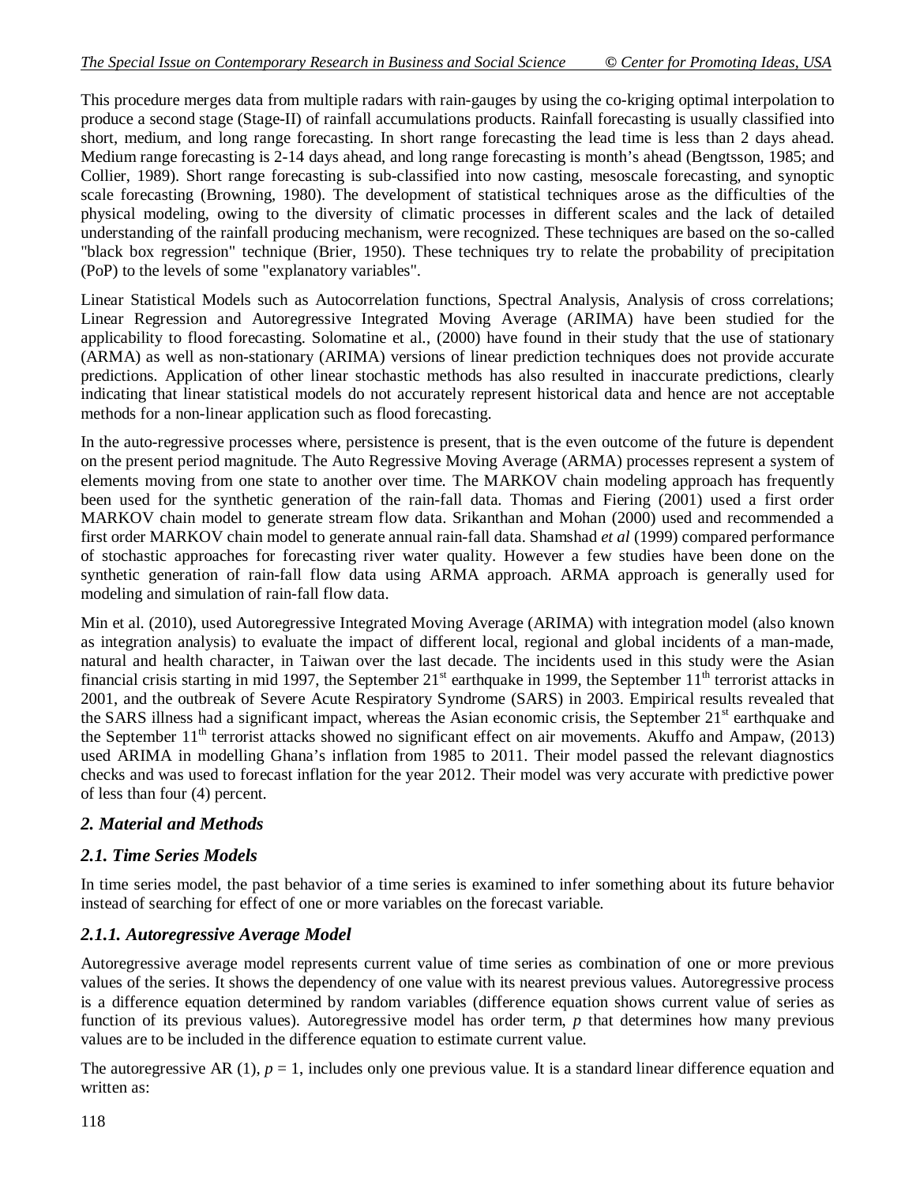This procedure merges data from multiple radars with rain-gauges by using the co-kriging optimal interpolation to produce a second stage (Stage-II) of rainfall accumulations products. Rainfall forecasting is usually classified into short, medium, and long range forecasting. In short range forecasting the lead time is less than 2 days ahead. Medium range forecasting is 2-14 days ahead, and long range forecasting is month's ahead (Bengtsson, 1985; and Collier, 1989). Short range forecasting is sub-classified into now casting, mesoscale forecasting, and synoptic scale forecasting (Browning, 1980). The development of statistical techniques arose as the difficulties of the physical modeling, owing to the diversity of climatic processes in different scales and the lack of detailed understanding of the rainfall producing mechanism, were recognized. These techniques are based on the so-called "black box regression" technique (Brier, 1950). These techniques try to relate the probability of precipitation (PoP) to the levels of some "explanatory variables".

Linear Statistical Models such as Autocorrelation functions, Spectral Analysis, Analysis of cross correlations; Linear Regression and Autoregressive Integrated Moving Average (ARIMA) have been studied for the applicability to flood forecasting. Solomatine et al., (2000) have found in their study that the use of stationary (ARMA) as well as non-stationary (ARIMA) versions of linear prediction techniques does not provide accurate predictions. Application of other linear stochastic methods has also resulted in inaccurate predictions, clearly indicating that linear statistical models do not accurately represent historical data and hence are not acceptable methods for a non-linear application such as flood forecasting.

In the auto-regressive processes where, persistence is present, that is the even outcome of the future is dependent on the present period magnitude. The Auto Regressive Moving Average (ARMA) processes represent a system of elements moving from one state to another over time. The MARKOV chain modeling approach has frequently been used for the synthetic generation of the rain-fall data. Thomas and Fiering (2001) used a first order MARKOV chain model to generate stream flow data. Srikanthan and Mohan (2000) used and recommended a first order MARKOV chain model to generate annual rain-fall data. Shamshad *et al* (1999) compared performance of stochastic approaches for forecasting river water quality. However a few studies have been done on the synthetic generation of rain-fall flow data using ARMA approach. ARMA approach is generally used for modeling and simulation of rain-fall flow data.

Min et al. (2010), used Autoregressive Integrated Moving Average (ARIMA) with integration model (also known as integration analysis) to evaluate the impact of different local, regional and global incidents of a man-made, natural and health character, in Taiwan over the last decade. The incidents used in this study were the Asian financial crisis starting in mid 1997, the September 21st earthquake in 1999, the September 11th terrorist attacks in 2001, and the outbreak of Severe Acute Respiratory Syndrome (SARS) in 2003. Empirical results revealed that the SARS illness had a significant impact, whereas the Asian economic crisis, the September 21st earthquake and the September 11th terrorist attacks showed no significant effect on air movements. Akuffo and Ampaw, (2013) used ARIMA in modelling Ghana's inflation from 1985 to 2011. Their model passed the relevant diagnostics checks and was used to forecast inflation for the year 2012. Their model was very accurate with predictive power of less than four (4) percent.

## *2. Material and Methods*

### *2.1. Time Series Models*

In time series model, the past behavior of a time series is examined to infer something about its future behavior instead of searching for effect of one or more variables on the forecast variable.

#### *2.1.1. Autoregressive Average Model*

Autoregressive average model represents current value of time series as combination of one or more previous values of the series. It shows the dependency of one value with its nearest previous values. Autoregressive process is a difference equation determined by random variables (difference equation shows current value of series as function of its previous values). Autoregressive model has order term, $p$ that determines how many previous values are to be included in the difference equation to estimate current value.

The autoregressive AR (1), $p = 1$, includes only one previous value. It is a standard linear difference equation and written as: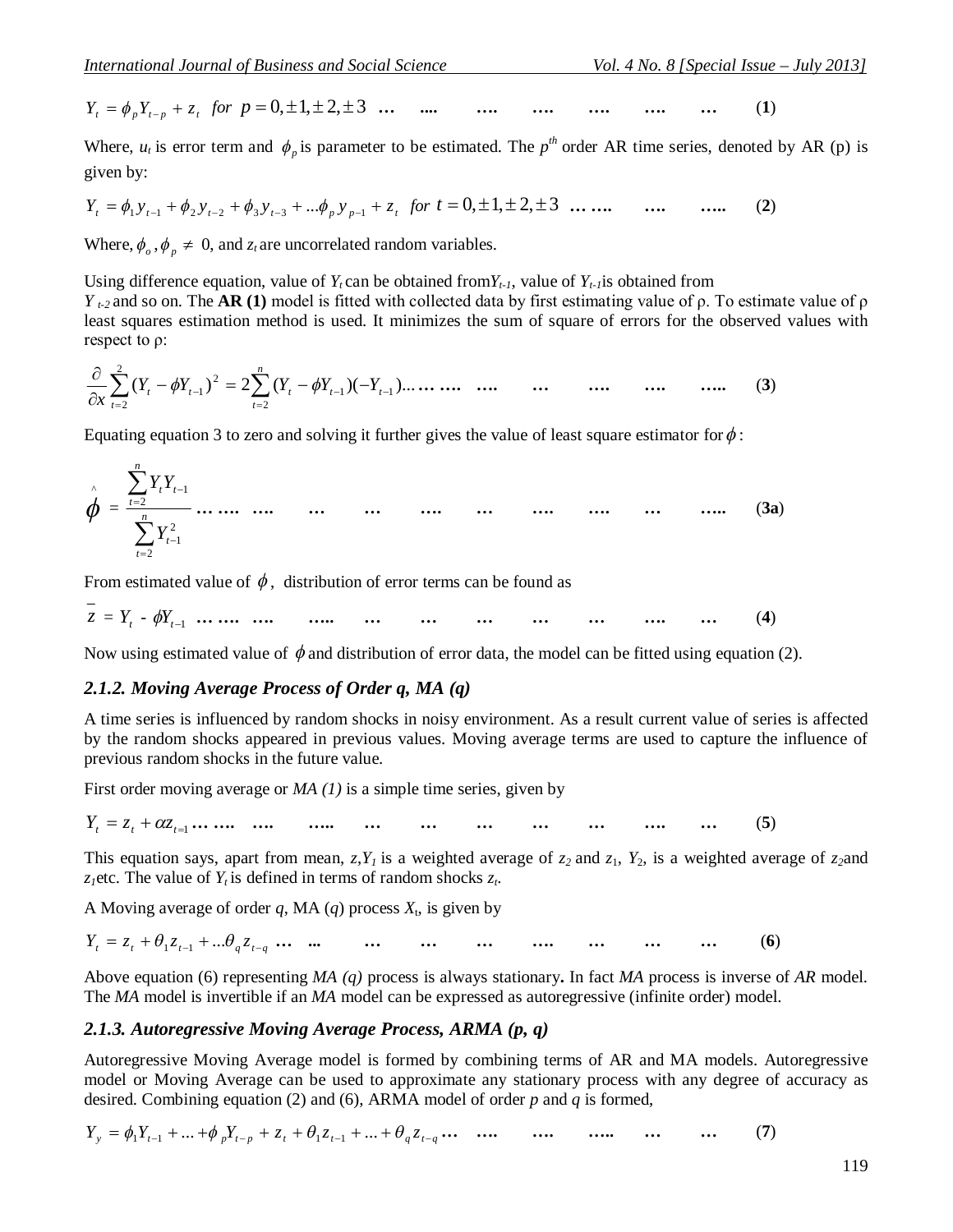$$Y_t = \phi_p Y_{t-p} + z_t \;\; for \;\; p = 0, \pm 1, \pm 2, \pm 3 \;\; \ldots \tag{1}$$

Where, $u_t$ is error term and $\phi_p$ is parameter to be estimated. The $p^{th}$ order AR time series, denoted by AR (p) is given by:

$$Y_t = \phi_1 y_{t-1} + \phi_2 y_{t-2} + \phi_3 y_{t-3} + \ldots \phi_p y_{p-1} + z_t \;\; for \;\; t = 0, \pm 1, \pm 2, \pm 3 \;\; \ldots \tag{2}$$

Where, $\phi_o, \phi_p \neq$ 0, and $z_t$ are uncorrelated random variables.

Using difference equation, value of $Y_t$ can be obtained from $Y_{t-1}$, value of $Y_{t-1}$ is obtained from $Y_{t-2}$ and so on. The **AR (1)** model is fitted with collected data by first estimating value of ρ. To estimate value of ρ least squares estimation method is used. It minimizes the sum of square of errors for the observed values with respect to ρ:

$$\frac{\partial}{\partial x} \sum_{t=2}^{2} (Y_t - \phi Y_{t-1})^2 = 2 \sum_{t=2}^{n} (Y_t - \phi Y_{t-1})(-Y_{t-1}) \ldots \tag{3}$$

Equating equation 3 to zero and solving it further gives the value of least square estimator for $\phi$:

$$\hat{\phi} = \frac{\sum_{t=2}^{n} Y_t Y_{t-1}}{\sum_{t=2}^{n} Y_{t-1}^2} \ldots \tag{3a}$$

From estimated value of $\phi$, distribution of error terms can be found as

$$\bar{z} = Y_t - \phi Y_{t-1} \ldots \tag{4}$$

Now using estimated value of $\phi$ and distribution of error data, the model can be fitted using equation (2).

### *2.1.2. Moving Average Process of Order q, MA (q)*

A time series is influenced by random shocks in noisy environment. As a result current value of series is affected by the random shocks appeared in previous values. Moving average terms are used to capture the influence of previous random shocks in the future value.

First order moving average or *MA (1)* is a simple time series, given by

$$Y_t = z_t + \alpha z_{t=1} \ldots \tag{5}$$

This equation says, apart from mean, $z, Y_1$ is a weighted average of $z_2$ and $z_1$, $Y_2$, is a weighted average of $z_2$ and $z_1$ etc. The value of $Y_t$ is defined in terms of random shocks $z_t$.

A Moving average of order $q$, MA ($q$) process $X_t$, is given by

$$Y_t = z_t + \theta_1 z_{t-1} + \ldots \theta_q z_{t-q} \ldots \tag{6}$$

Above equation (6) representing *MA (q)* process is always stationary**.** In fact *MA* process is inverse of *AR* model. The *MA* model is invertible if an *MA* model can be expressed as autoregressive (infinite order) model.

### *2.1.3. Autoregressive Moving Average Process, ARMA (p, q)*

Autoregressive Moving Average model is formed by combining terms of AR and MA models. Autoregressive model or Moving Average can be used to approximate any stationary process with any degree of accuracy as desired. Combining equation (2) and (6), ARMA model of order $p$ and $q$ is formed,

$$Y_y = \phi_1 Y_{t-1} + \ldots + \phi_p Y_{t-p} + z_t + \theta_1 z_{t-1} + \ldots + \theta_q z_{t-q} \ldots \tag{7}$$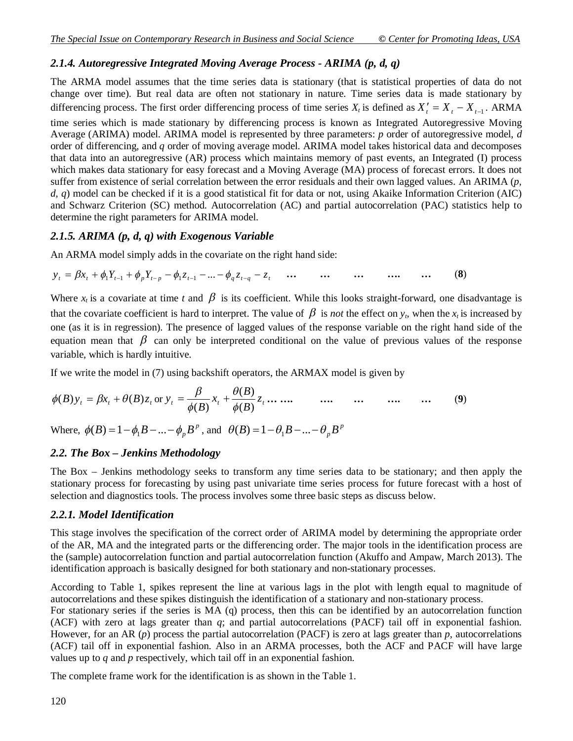### 2.1.4. Autoregressive Integrated Moving Average Process - ARIMA (p, d, q)

The ARMA model assumes that the time series data is stationary (that is statistical properties of data do not change over time). But real data are often not stationary in nature. Time series data is made stationary by differencing process. The first order differencing process of time series $X_t$ is defined as $X'_t = X_t - X_{t-1}$. ARMA time series which is made stationary by differencing process is known as Integrated Autoregressive Moving Average (ARIMA) model. ARIMA model is represented by three parameters: *p* order of autoregressive model, *d* order of differencing, and *q* order of moving average model. ARIMA model takes historical data and decomposes that data into an autoregressive (AR) process which maintains memory of past events, an Integrated (I) process which makes data stationary for easy forecast and a Moving Average (MA) process of forecast errors. It does not suffer from existence of serial correlation between the error residuals and their own lagged values. An ARIMA (*p, d, q*) model can be checked if it is a good statistical fit for data or not, using Akaike Information Criterion (AIC) and Schwarz Criterion (SC) method. Autocorrelation (AC) and partial autocorrelation (PAC) statistics help to determine the right parameters for ARIMA model.

### 2.1.5. ARIMA (p, d, q) with Exogenous Variable

An ARMA model simply adds in the covariate on the right hand side:

$$y_t = \beta x_t + \phi_1 Y_{t-1} + \phi_p Y_{t-p} - \phi_1 z_{t-1} - \ldots - \phi_q z_{t-q} - z_t \quad \ldots \quad \ldots \quad \ldots \quad \ldots . \quad \ldots \quad (8)$$

Where $x_t$ is a covariate at time *t* and $\beta$ is its coefficient. While this looks straight-forward, one disadvantage is that the covariate coefficient is hard to interpret. The value of $\beta$ is *not* the effect on $y_t$, when the $x_t$ is increased by one (as it is in regression). The presence of lagged values of the response variable on the right hand side of the equation mean that $\beta$ can only be interpreted conditional on the value of previous values of the response variable, which is hardly intuitive.

If we write the model in (7) using backshift operators, the ARMAX model is given by

$$\phi(B) y_t = \beta x_t + \theta(B) z_t \text{ or } y_t = \frac{\beta}{\phi(B)} x_t + \frac{\theta(B)}{\phi(B)} z_t \ldots \ldots . \quad \ldots . \quad \ldots \quad \ldots . \quad \ldots \quad (9)$$

Where, $\phi(B) = 1 - \phi_1 B - \ldots - \phi_p B^p$, and $\theta(B) = 1 - \theta_1 B - \ldots - \theta_p B^p$

## 2.2. The Box – Jenkins Methodology

The Box – Jenkins methodology seeks to transform any time series data to be stationary; and then apply the stationary process for forecasting by using past univariate time series process for future forecast with a host of selection and diagnostics tools. The process involves some three basic steps as discuss below.

### 2.2.1. Model Identification

This stage involves the specification of the correct order of ARIMA model by determining the appropriate order of the AR, MA and the integrated parts or the differencing order. The major tools in the identification process are the (sample) autocorrelation function and partial autocorrelation function (Akuffo and Ampaw, March 2013). The identification approach is basically designed for both stationary and non-stationary processes.

According to Table 1, spikes represent the line at various lags in the plot with length equal to magnitude of autocorrelations and these spikes distinguish the identification of a stationary and non-stationary process.
For stationary series if the series is MA (q) process, then this can be identified by an autocorrelation function (ACF) with zero at lags greater than *q*; and partial autocorrelations (PACF) tail off in exponential fashion. However, for an AR (*p*) process the partial autocorrelation (PACF) is zero at lags greater than *p*, autocorrelations (ACF) tail off in exponential fashion. Also in an ARMA processes, both the ACF and PACF will have large values up to *q* and *p* respectively, which tail off in an exponential fashion.

The complete frame work for the identification is as shown in the Table 1.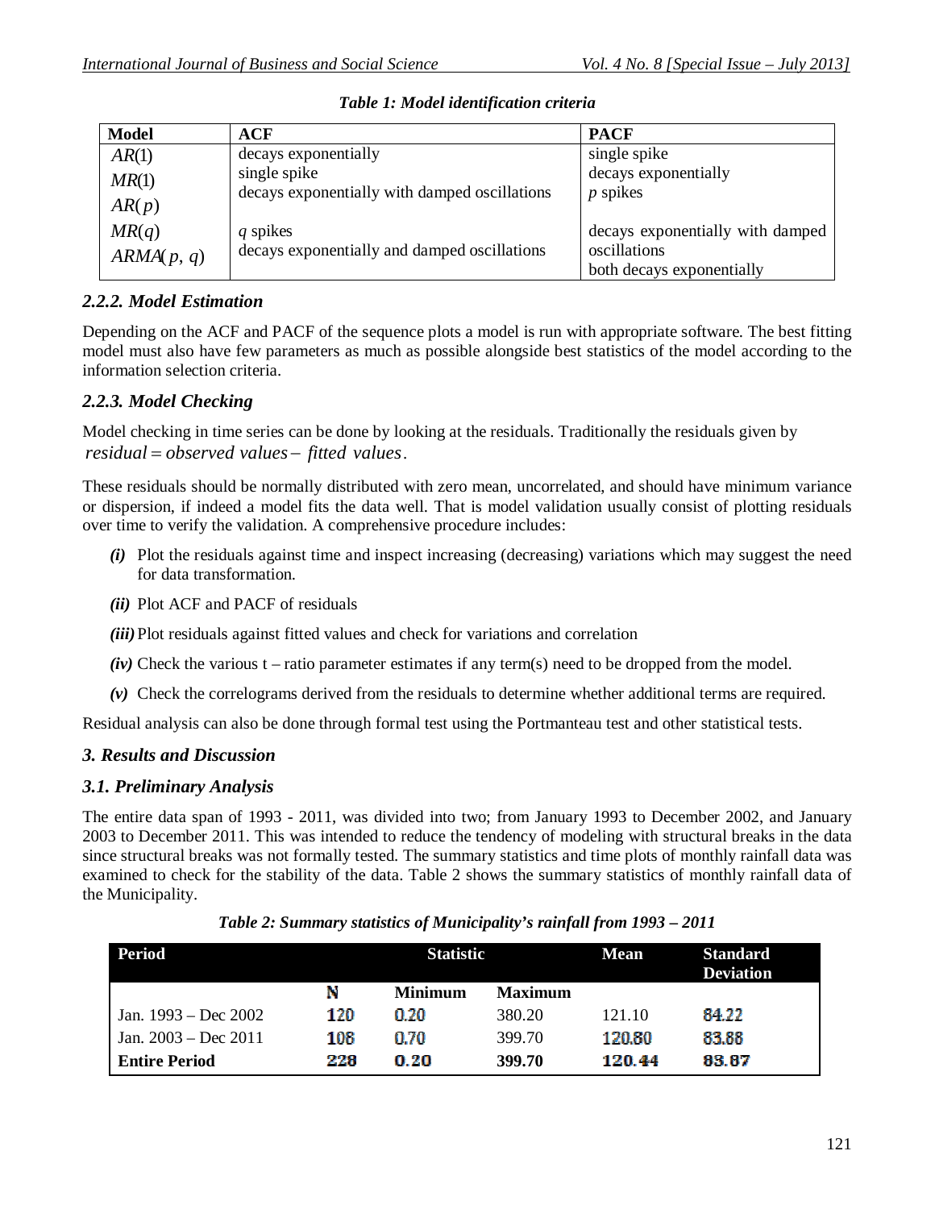*Table 1: Model identification criteria*

| Model | ACF | PACF |
|---|---|---|
| $AR(1)$ | decays exponentially | single spike |
| $MR(1)$ | single spike | decays exponentially |
| $AR(p)$ | decays exponentially with damped oscillations | $p$ spikes |
| $MR(q)$ | $q$ spikes | decays exponentially with damped oscillations |
| $ARMA(p, q)$ | decays exponentially and damped oscillations | both decays exponentially |

### *2.2.2. Model Estimation*

Depending on the ACF and PACF of the sequence plots a model is run with appropriate software. The best fitting model must also have few parameters as much as possible alongside best statistics of the model according to the information selection criteria.

### *2.2.3. Model Checking*

Model checking in time series can be done by looking at the residuals. Traditionally the residuals given by $residual = observed\ values - fitted\ values$.

These residuals should be normally distributed with zero mean, uncorrelated, and should have minimum variance or dispersion, if indeed a model fits the data well. That is model validation usually consist of plotting residuals over time to verify the validation. A comprehensive procedure includes:

- ***(i)*** Plot the residuals against time and inspect increasing (decreasing) variations which may suggest the need for data transformation.
- ***(ii)*** Plot ACF and PACF of residuals
- ***(iii)*** Plot residuals against fitted values and check for variations and correlation
- ***(iv)*** Check the various t – ratio parameter estimates if any term(s) need to be dropped from the model.
- ***(v)*** Check the correlograms derived from the residuals to determine whether additional terms are required.

Residual analysis can also be done through formal test using the Portmanteau test and other statistical tests.

## *3. Results and Discussion*

### *3.1. Preliminary Analysis*

The entire data span of 1993 - 2011, was divided into two; from January 1993 to December 2002, and January 2003 to December 2011. This was intended to reduce the tendency of modeling with structural breaks in the data since structural breaks was not formally tested. The summary statistics and time plots of monthly rainfall data was examined to check for the stability of the data. Table 2 shows the summary statistics of monthly rainfall data of the Municipality.

*Table 2: Summary statistics of Municipality's rainfall from 1993 – 2011*

| Period | Statistic | | | Mean | Standard Deviation |
|---|---|---|---|---|---|
| | N | Minimum | Maximum | | |
| Jan. 1993 – Dec 2002 | 120 | 0.20 | 380.20 | 121.10 | 84.22 |
| Jan. 2003 – Dec 2011 | 108 | 0.70 | 399.70 | 120.80 | 83.88 |
| **Entire Period** | **228** | **0.20** | **399.70** | **120.44** | **83.87** |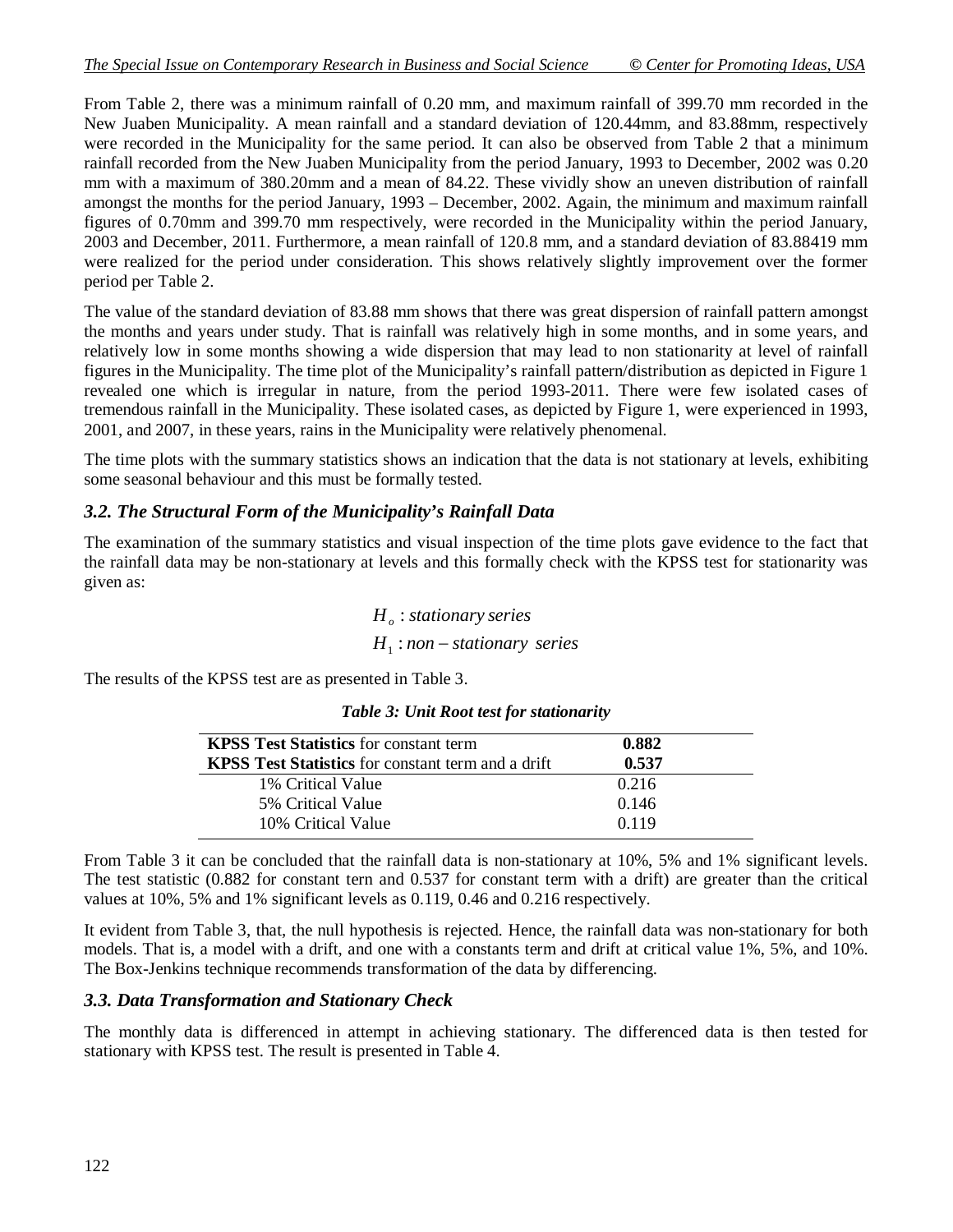From Table 2, there was a minimum rainfall of 0.20 mm, and maximum rainfall of 399.70 mm recorded in the New Juaben Municipality. A mean rainfall and a standard deviation of 120.44mm, and 83.88mm, respectively were recorded in the Municipality for the same period. It can also be observed from Table 2 that a minimum rainfall recorded from the New Juaben Municipality from the period January, 1993 to December, 2002 was 0.20 mm with a maximum of 380.20mm and a mean of 84.22. These vividly show an uneven distribution of rainfall amongst the months for the period January, 1993 – December, 2002. Again, the minimum and maximum rainfall figures of 0.70mm and 399.70 mm respectively, were recorded in the Municipality within the period January, 2003 and December, 2011. Furthermore, a mean rainfall of 120.8 mm, and a standard deviation of 83.88419 mm were realized for the period under consideration. This shows relatively slightly improvement over the former period per Table 2.

The value of the standard deviation of 83.88 mm shows that there was great dispersion of rainfall pattern amongst the months and years under study. That is rainfall was relatively high in some months, and in some years, and relatively low in some months showing a wide dispersion that may lead to non stationarity at level of rainfall figures in the Municipality. The time plot of the Municipality's rainfall pattern/distribution as depicted in Figure 1 revealed one which is irregular in nature, from the period 1993-2011. There were few isolated cases of tremendous rainfall in the Municipality. These isolated cases, as depicted by Figure 1, were experienced in 1993, 2001, and 2007, in these years, rains in the Municipality were relatively phenomenal.

The time plots with the summary statistics shows an indication that the data is not stationary at levels, exhibiting some seasonal behaviour and this must be formally tested.

### *3.2. The Structural Form of the Municipality's Rainfall Data*

The examination of the summary statistics and visual inspection of the time plots gave evidence to the fact that the rainfall data may be non-stationary at levels and this formally check with the KPSS test for stationarity was given as:

$$H_o : stationary\ series$$

$$H_1 : non-stationary\ series$$

The results of the KPSS test are as presented in Table 3.

*Table 3: Unit Root test for stationarity*

| | |
|---|---|
| **KPSS Test Statistics** for constant term | **0.882** |
| **KPSS Test Statistics** for constant term and a drift | **0.537** |
| 1% Critical Value | 0.216 |
| 5% Critical Value | 0.146 |
| 10% Critical Value | 0.119 |

From Table 3 it can be concluded that the rainfall data is non-stationary at 10%, 5% and 1% significant levels. The test statistic (0.882 for constant tern and 0.537 for constant term with a drift) are greater than the critical values at 10%, 5% and 1% significant levels as 0.119, 0.46 and 0.216 respectively.

It evident from Table 3, that, the null hypothesis is rejected. Hence, the rainfall data was non-stationary for both models. That is, a model with a drift, and one with a constants term and drift at critical value 1%, 5%, and 10%. The Box-Jenkins technique recommends transformation of the data by differencing.

### *3.3. Data Transformation and Stationary Check*

The monthly data is differenced in attempt in achieving stationary. The differenced data is then tested for stationary with KPSS test. The result is presented in Table 4.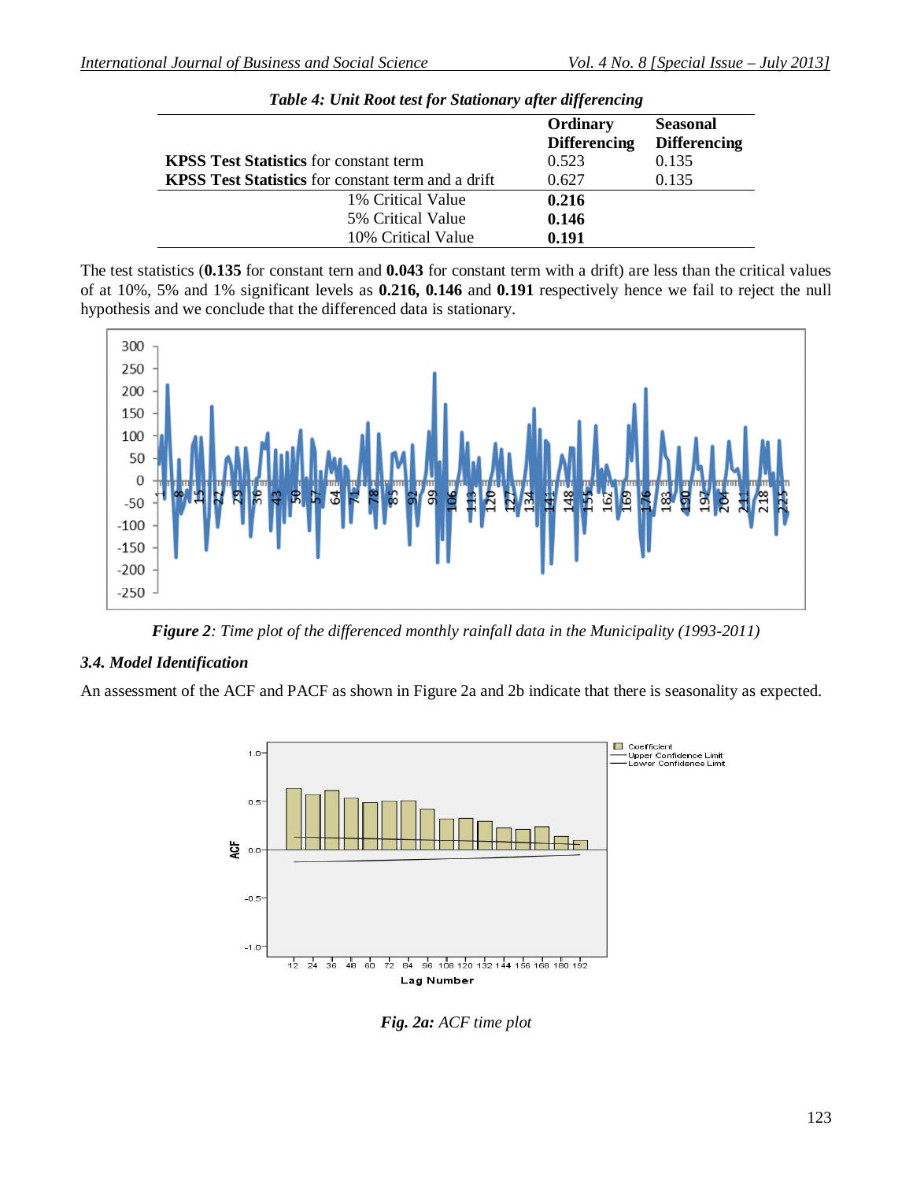*Table 4: Unit Root test for Stationary after differencing*

| | Ordinary Differencing | Seasonal Differencing |
|---|---|---|
| **KPSS Test Statistics** for constant term | 0.523 | 0.135 |
| **KPSS Test Statistics** for constant term and a drift | 0.627 | 0.135 |
| 1% Critical Value | **0.216** | |
| 5% Critical Value | **0.146** | |
| 10% Critical Value | **0.191** | |

The test statistics (**0.135** for constant tern and **0.043** for constant term with a drift) are less than the critical values of at 10%, 5% and 1% significant levels as **0.216, 0.146** and **0.191** respectively hence we fail to reject the null hypothesis and we conclude that the differenced data is stationary.

***Figure 2**: Time plot of the differenced monthly rainfall data in the Municipality (1993-2011)*

### *3.4. Model Identification*

An assessment of the ACF and PACF as shown in Figure 2a and 2b indicate that there is seasonality as expected.

***Fig. 2a:** ACF time plot*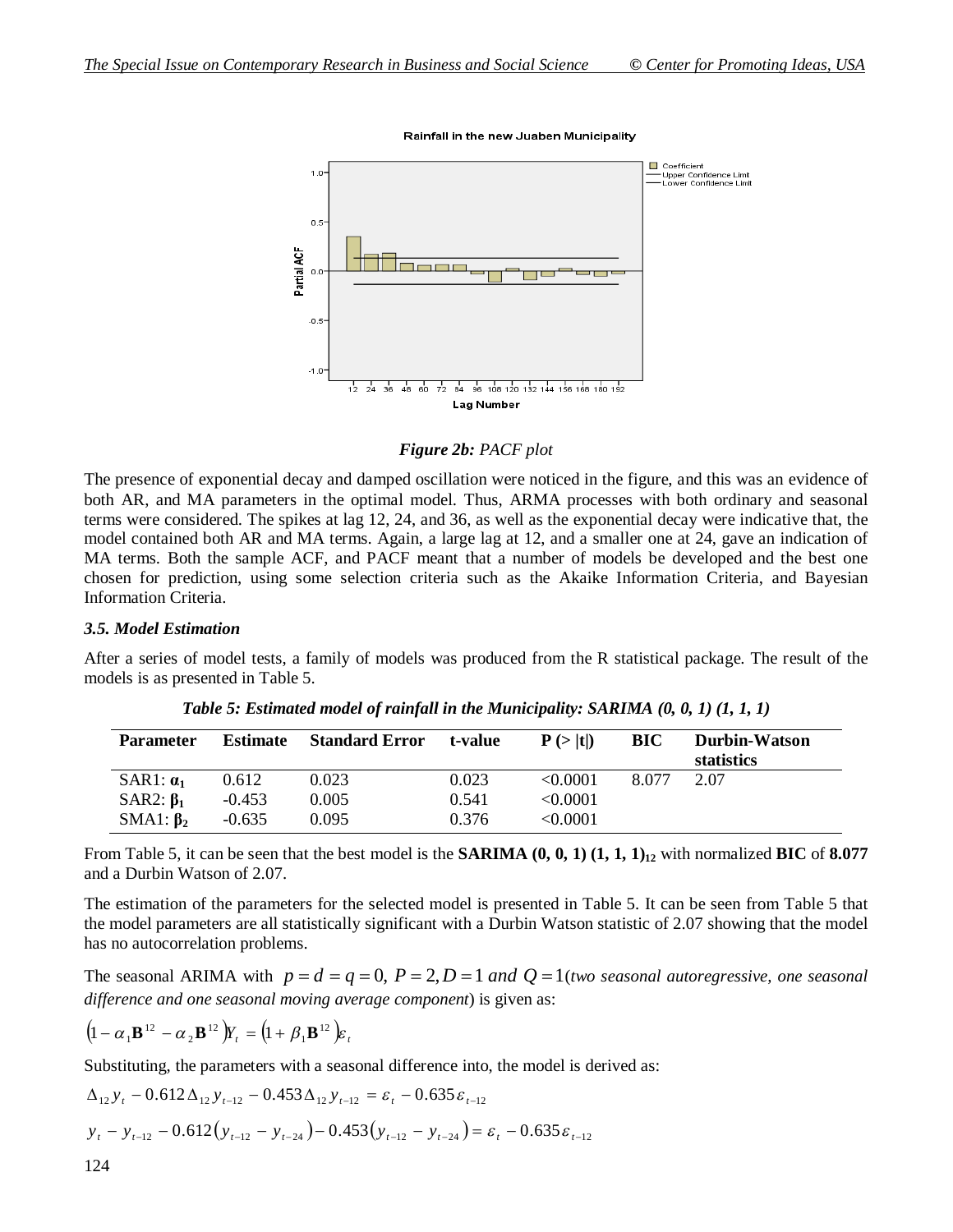*Figure 2b: PACF plot*

The presence of exponential decay and damped oscillation were noticed in the figure, and this was an evidence of both AR, and MA parameters in the optimal model. Thus, ARMA processes with both ordinary and seasonal terms were considered. The spikes at lag 12, 24, and 36, as well as the exponential decay were indicative that, the model contained both AR and MA terms. Again, a large lag at 12, and a smaller one at 24, gave an indication of MA terms. Both the sample ACF, and PACF meant that a number of models be developed and the best one chosen for prediction, using some selection criteria such as the Akaike Information Criteria, and Bayesian Information Criteria.

### *3.5. Model Estimation*

After a series of model tests, a family of models was produced from the R statistical package. The result of the models is as presented in Table 5.

***Table 5: Estimated model of rainfall in the Municipality: SARIMA (0, 0, 1) (1, 1, 1)***

| Parameter | Estimate | Standard Error | t-value | P (> \|t\|) | BIC | Durbin-Watson statistics |
|---|---|---|---|---|---|---|
| SAR1: $\alpha_1$ | 0.612 | 0.023 | 0.023 | <0.0001 | 8.077 | 2.07 |
| SAR2: $\beta_1$ | -0.453 | 0.005 | 0.541 | <0.0001 | | |
| SMA1: $\beta_2$ | -0.635 | 0.095 | 0.376 | <0.0001 | | |

From Table 5, it can be seen that the best model is the **SARIMA (0, 0, 1) (1, 1, 1)$_{12}$** with normalized **BIC** of **8.077** and a Durbin Watson of 2.07.

The estimation of the parameters for the selected model is presented in Table 5. It can be seen from Table 5 that the model parameters are all statistically significant with a Durbin Watson statistic of 2.07 showing that the model has no autocorrelation problems.

The seasonal ARIMA with $p = d = q = 0,\ P = 2, D = 1\ and\ Q = 1$(*two seasonal autoregressive, one seasonal difference and one seasonal moving average component*) is given as:

$$\left(1 - \alpha_1 \mathbf{B}^{12} - \alpha_2 \mathbf{B}^{12}\right)Y_t = \left(1 + \beta_1 \mathbf{B}^{12}\right)\varepsilon_t$$

Substituting, the parameters with a seasonal difference into, the model is derived as:

$$\Delta_{12} y_t - 0.612\,\Delta_{12} y_{t-12} - 0.453\,\Delta_{12} y_{t-12} = \varepsilon_t - 0.635\,\varepsilon_{t-12}$$

$$y_t - y_{t-12} - 0.612\left(y_{t-12} - y_{t-24}\right) - 0.453\left(y_{t-12} - y_{t-24}\right) = \varepsilon_t - 0.635\,\varepsilon_{t-12}$$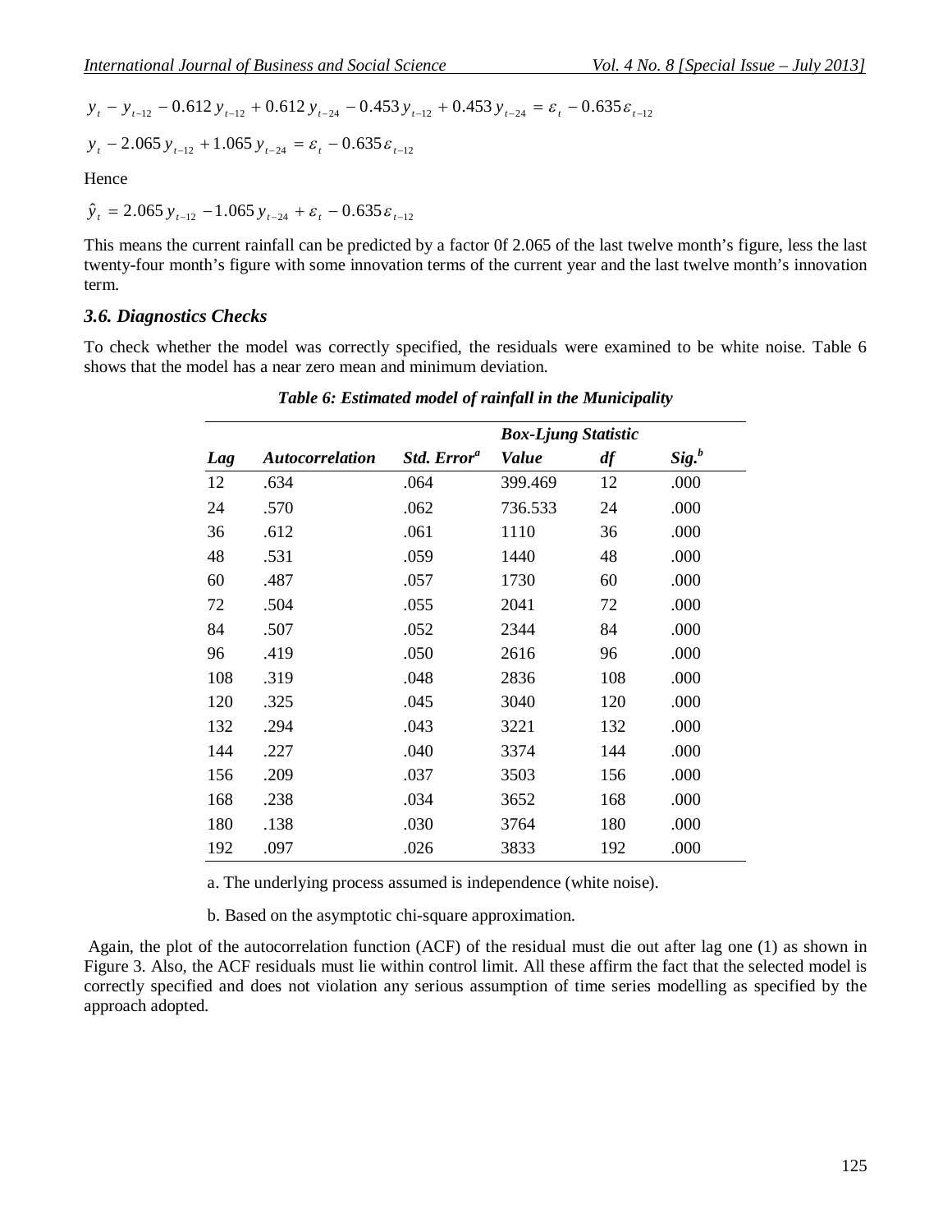$$y_t - y_{t-12} - 0.612\,y_{t-12} + 0.612\,y_{t-24} - 0.453\,y_{t-12} + 0.453\,y_{t-24} = \varepsilon_t - 0.635\,\varepsilon_{t-12}$$

$$y_t - 2.065\,y_{t-12} + 1.065\,y_{t-24} = \varepsilon_t - 0.635\,\varepsilon_{t-12}$$

Hence

$$\hat{y}_t = 2.065\,y_{t-12} - 1.065\,y_{t-24} + \varepsilon_t - 0.635\,\varepsilon_{t-12}$$

This means the current rainfall can be predicted by a factor 0f 2.065 of the last twelve month's figure, less the last twenty-four month's figure with some innovation terms of the current year and the last twelve month's innovation term.

### *3.6. Diagnostics Checks*

To check whether the model was correctly specified, the residuals were examined to be white noise. Table 6 shows that the model has a near zero mean and minimum deviation.

***Table 6: Estimated model of rainfall in the Municipality***

| | | | *Box-Ljung Statistic* | | |
|---|---|---|---|---|---|
| ***Lag*** | ***Autocorrelation*** | ***Std. Error***[a] | ***Value*** | ***df*** | ***Sig.***[b] |
| 12 | .634 | .064 | 399.469 | 12 | .000 |
| 24 | .570 | .062 | 736.533 | 24 | .000 |
| 36 | .612 | .061 | 1110 | 36 | .000 |
| 48 | .531 | .059 | 1440 | 48 | .000 |
| 60 | .487 | .057 | 1730 | 60 | .000 |
| 72 | .504 | .055 | 2041 | 72 | .000 |
| 84 | .507 | .052 | 2344 | 84 | .000 |
| 96 | .419 | .050 | 2616 | 96 | .000 |
| 108 | .319 | .048 | 2836 | 108 | .000 |
| 120 | .325 | .045 | 3040 | 120 | .000 |
| 132 | .294 | .043 | 3221 | 132 | .000 |
| 144 | .227 | .040 | 3374 | 144 | .000 |
| 156 | .209 | .037 | 3503 | 156 | .000 |
| 168 | .238 | .034 | 3652 | 168 | .000 |
| 180 | .138 | .030 | 3764 | 180 | .000 |
| 192 | .097 | .026 | 3833 | 192 | .000 |

a. The underlying process assumed is independence (white noise).

b. Based on the asymptotic chi-square approximation.

Again, the plot of the autocorrelation function (ACF) of the residual must die out after lag one (1) as shown in Figure 3. Also, the ACF residuals must lie within control limit. All these affirm the fact that the selected model is correctly specified and does not violation any serious assumption of time series modelling as specified by the approach adopted.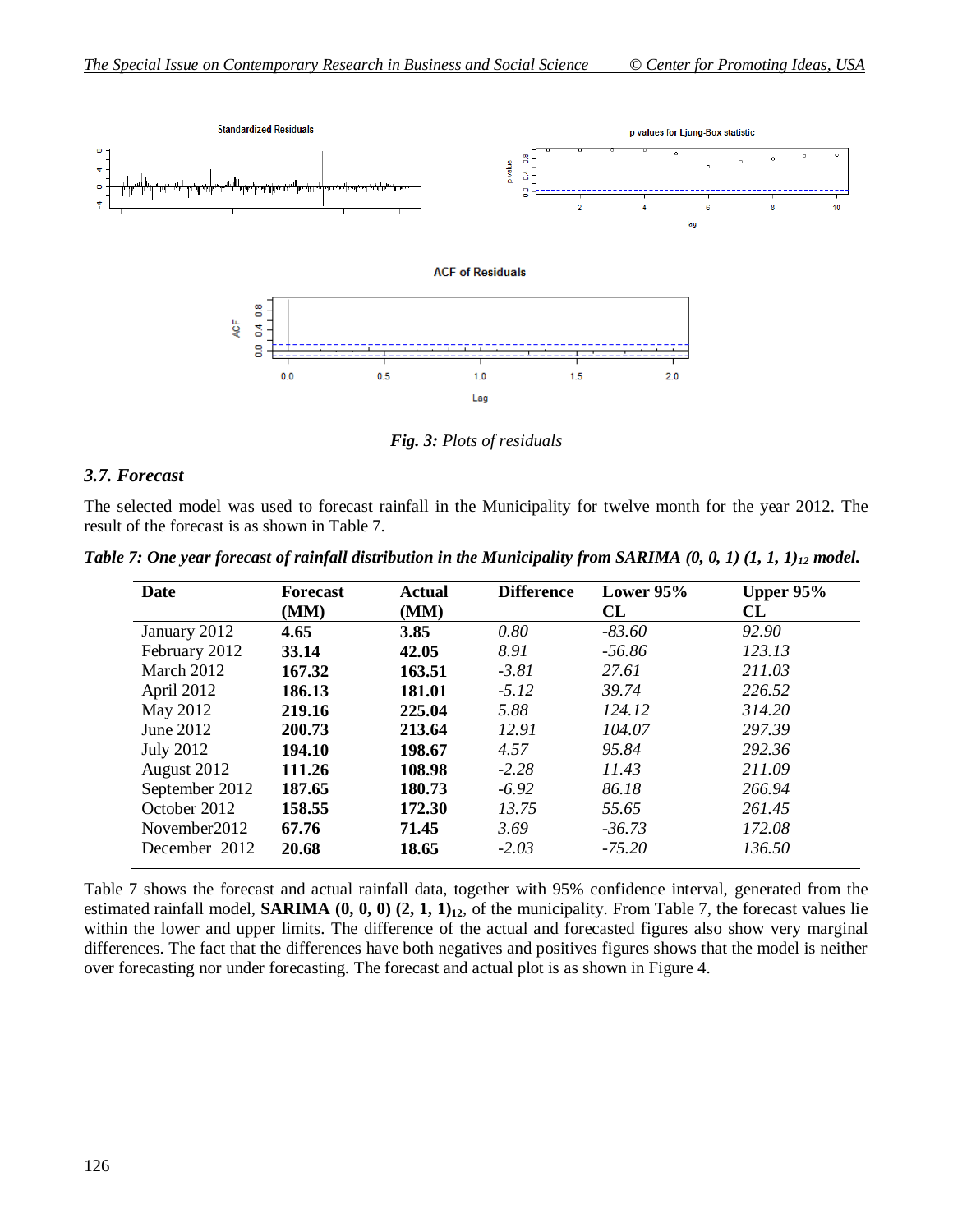*Fig. 3:* Plots of residuals

### 3.7. Forecast

The selected model was used to forecast rainfall in the Municipality for twelve month for the year 2012. The result of the forecast is as shown in Table 7.

***Table 7: One year forecast of rainfall distribution in the Municipality from SARIMA (0, 0, 1) (1, 1, 1)$_{12}$ model.***

| Date | Forecast (MM) | Actual (MM) | Difference | Lower 95% CL | Upper 95% CL |
|---|---|---|---|---|---|
| January 2012 | **4.65** | **3.85** | *0.80* | *-83.60* | *92.90* |
| February 2012 | **33.14** | **42.05** | *8.91* | *-56.86* | *123.13* |
| March 2012 | **167.32** | **163.51** | *-3.81* | *27.61* | *211.03* |
| April 2012 | **186.13** | **181.01** | *-5.12* | *39.74* | *226.52* |
| May 2012 | **219.16** | **225.04** | *5.88* | *124.12* | *314.20* |
| June 2012 | **200.73** | **213.64** | *12.91* | *104.07* | *297.39* |
| July 2012 | **194.10** | **198.67** | *4.57* | *95.84* | *292.36* |
| August 2012 | **111.26** | **108.98** | *-2.28* | *11.43* | *211.09* |
| September 2012 | **187.65** | **180.73** | *-6.92* | *86.18* | *266.94* |
| October 2012 | **158.55** | **172.30** | *13.75* | *55.65* | *261.45* |
| November2012 | **67.76** | **71.45** | *3.69* | *-36.73* | *172.08* |
| December 2012 | **20.68** | **18.65** | *-2.03* | *-75.20* | *136.50* |

Table 7 shows the forecast and actual rainfall data, together with 95% confidence interval, generated from the estimated rainfall model, **SARIMA (0, 0, 0) (2, 1, 1)$_{12}$**, of the municipality. From Table 7, the forecast values lie within the lower and upper limits. The difference of the actual and forecasted figures also show very marginal differences. The fact that the differences have both negatives and positives figures shows that the model is neither over forecasting nor under forecasting. The forecast and actual plot is as shown in Figure 4.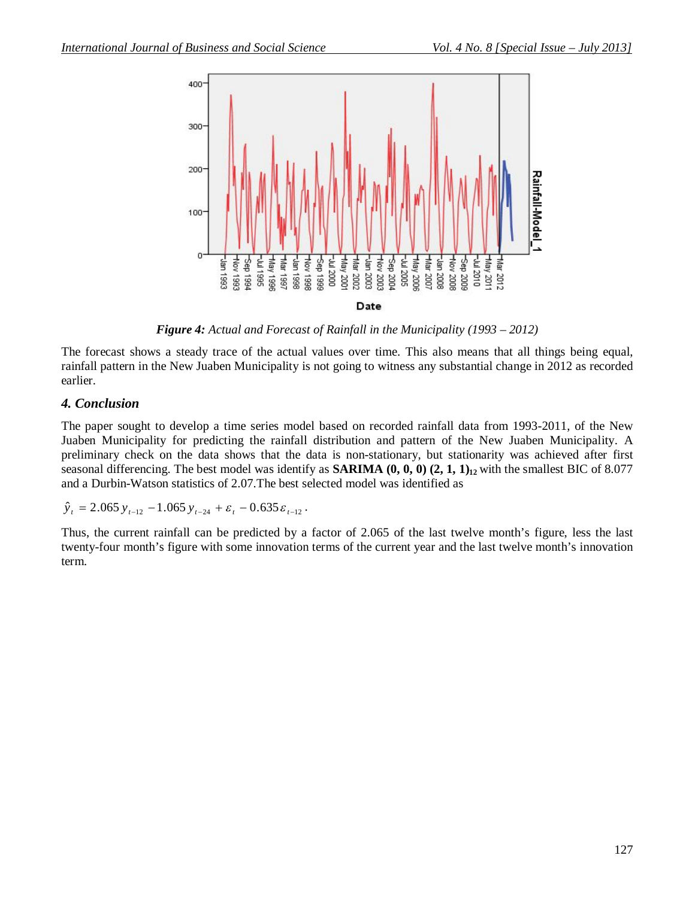*Figure 4: Actual and Forecast of Rainfall in the Municipality (1993 – 2012)*

The forecast shows a steady trace of the actual values over time. This also means that all things being equal, rainfall pattern in the New Juaben Municipality is not going to witness any substantial change in 2012 as recorded earlier.

## 4. Conclusion

The paper sought to develop a time series model based on recorded rainfall data from 1993-2011, of the New Juaben Municipality for predicting the rainfall distribution and pattern of the New Juaben Municipality. A preliminary check on the data shows that the data is non-stationary, but stationarity was achieved after first seasonal differencing. The best model was identify as **SARIMA (0, 0, 0) (2, 1, 1)$_{12}$** with the smallest BIC of 8.077 and a Durbin-Watson statistics of 2.07.The best selected model was identified as

$$\hat{y}_t = 2.065\, y_{t-12} - 1.065\, y_{t-24} + \varepsilon_t - 0.635\,\varepsilon_{t-12}.$$

Thus, the current rainfall can be predicted by a factor of 2.065 of the last twelve month's figure, less the last twenty-four month's figure with some innovation terms of the current year and the last twelve month's innovation term.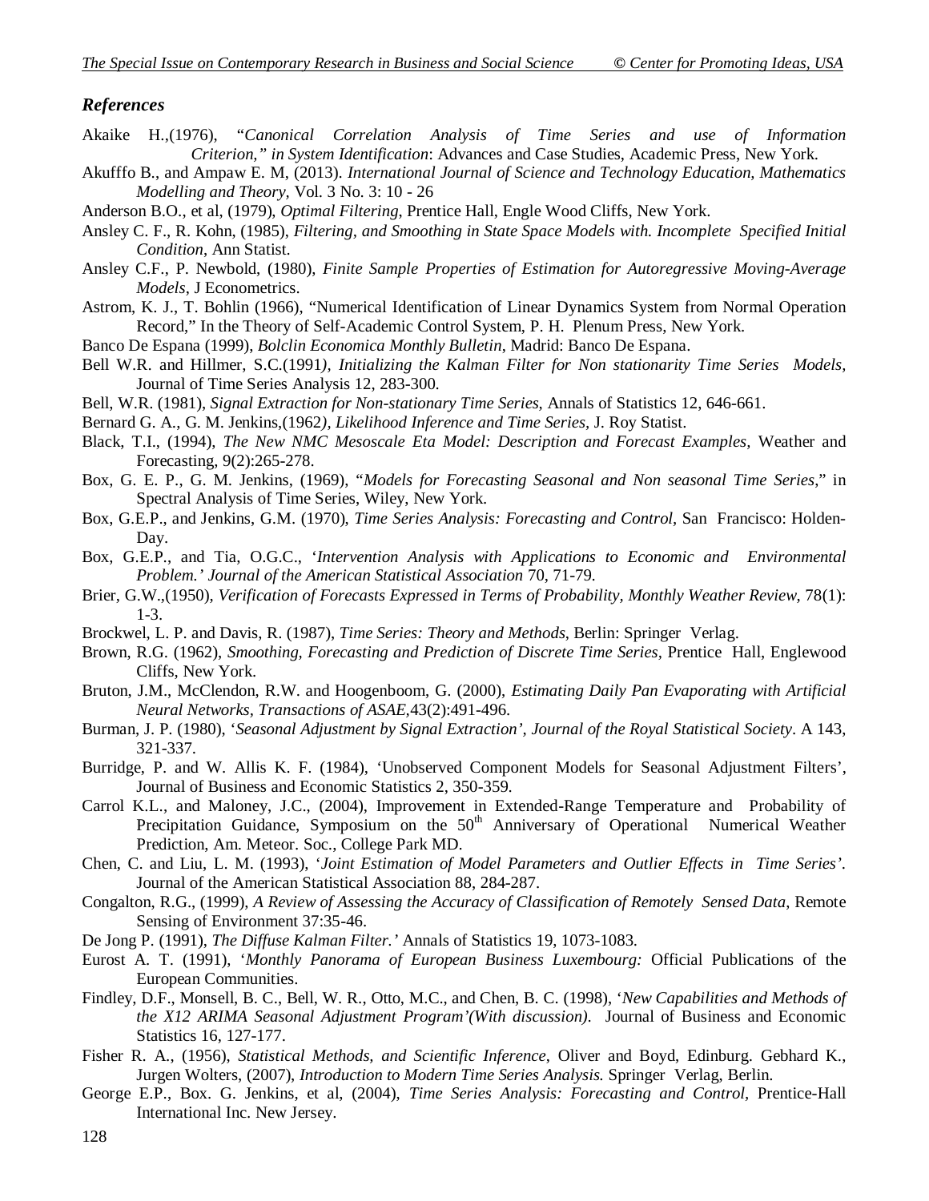### *References*

Akaike H.,(1976), "*Canonical Correlation Analysis of Time Series and use of Information Criterion," in System Identification*: Advances and Case Studies, Academic Press, New York.

Akufffo B., and Ampaw E. M, (2013). *International Journal of Science and Technology Education, Mathematics Modelling and Theory*, Vol. 3 No. 3: 10 - 26

Anderson B.O., et al, (1979), *Optimal Filtering*, Prentice Hall, Engle Wood Cliffs, New York.

Ansley C. F., R. Kohn, (1985), *Filtering, and Smoothing in State Space Models with. Incomplete Specified Initial Condition*, Ann Statist.

Ansley C.F., P. Newbold, (1980), *Finite Sample Properties of Estimation for Autoregressive Moving-Average Models*, J Econometrics.

Astrom, K. J., T. Bohlin (1966), "Numerical Identification of Linear Dynamics System from Normal Operation Record," In the Theory of Self-Academic Control System, P. H. Plenum Press, New York.

Banco De Espana (1999), *Bolclin Economica Monthly Bulletin*, Madrid: Banco De Espana.

Bell W.R. and Hillmer, S.C.(1991*), Initializing the Kalman Filter for Non stationarity Time Series Models*, Journal of Time Series Analysis 12, 283-300.

Bell, W.R. (1981), *Signal Extraction for Non-stationary Time Series,* Annals of Statistics 12, 646-661.

Bernard G. A., G. M. Jenkins,(1962*), Likelihood Inference and Time Series,* J. Roy Statist.

Black, T.I., (1994), *The New NMC Mesoscale Eta Model: Description and Forecast Examples,* Weather and Forecasting, 9(2):265-278.

Box, G. E. P., G. M. Jenkins, (1969), "*Models for Forecasting Seasonal and Non seasonal Time Series*," in Spectral Analysis of Time Series, Wiley, New York.

Box, G.E.P., and Jenkins, G.M. (1970), *Time Series Analysis: Forecasting and Control,* San Francisco: Holden-Day.

Box, G.E.P., and Tia, O.G.C., '*Intervention Analysis with Applications to Economic and Environmental Problem.' Journal of the American Statistical Association* 70, 71-79.

Brier, G.W.,(1950), *Verification of Forecasts Expressed in Terms of Probability, Monthly Weather Review*, 78(1): 1-3.

Brockwel, L. P. and Davis, R. (1987), *Time Series: Theory and Methods*, Berlin: Springer Verlag.

Brown, R.G. (1962), *Smoothing, Forecasting and Prediction of Discrete Time Series,* Prentice Hall, Englewood Cliffs, New York.

Bruton, J.M., McClendon, R.W. and Hoogenboom, G. (2000), *Estimating Daily Pan Evaporating with Artificial Neural Networks, Transactions of ASAE,*43(2):491-496.

Burman, J. P. (1980), '*Seasonal Adjustment by Signal Extraction', Journal of the Royal Statistical Society*. A 143, 321-337.

Burridge, P. and W. Allis K. F. (1984), 'Unobserved Component Models for Seasonal Adjustment Filters', Journal of Business and Economic Statistics 2, 350-359.

Carrol K.L., and Maloney, J.C., (2004), Improvement in Extended-Range Temperature and Probability of Precipitation Guidance, Symposium on the 50th Anniversary of Operational Numerical Weather Prediction, Am. Meteor. Soc., College Park MD.

Chen, C. and Liu, L. M. (1993), '*Joint Estimation of Model Parameters and Outlier Effects in Time Series'*. Journal of the American Statistical Association 88, 284-287.

Congalton, R.G., (1999), *A Review of Assessing the Accuracy of Classification of Remotely Sensed Data*, Remote Sensing of Environment 37:35-46.

De Jong P. (1991), *The Diffuse Kalman Filter.'* Annals of Statistics 19, 1073-1083.

Eurost A. T. (1991), '*Monthly Panorama of European Business Luxembourg:* Official Publications of the European Communities.

Findley, D.F., Monsell, B. C., Bell, W. R., Otto, M.C., and Chen, B. C. (1998), '*New Capabilities and Methods of the X12 ARIMA Seasonal Adjustment Program'(With discussion).* Journal of Business and Economic Statistics 16, 127-177.

Fisher R. A., (1956), *Statistical Methods, and Scientific Inference*, Oliver and Boyd, Edinburg. Gebhard K., Jurgen Wolters, (2007), *Introduction to Modern Time Series Analysis.* Springer Verlag, Berlin.

George E.P., Box. G. Jenkins, et al, (2004), *Time Series Analysis: Forecasting and Control,* Prentice-Hall International Inc. New Jersey.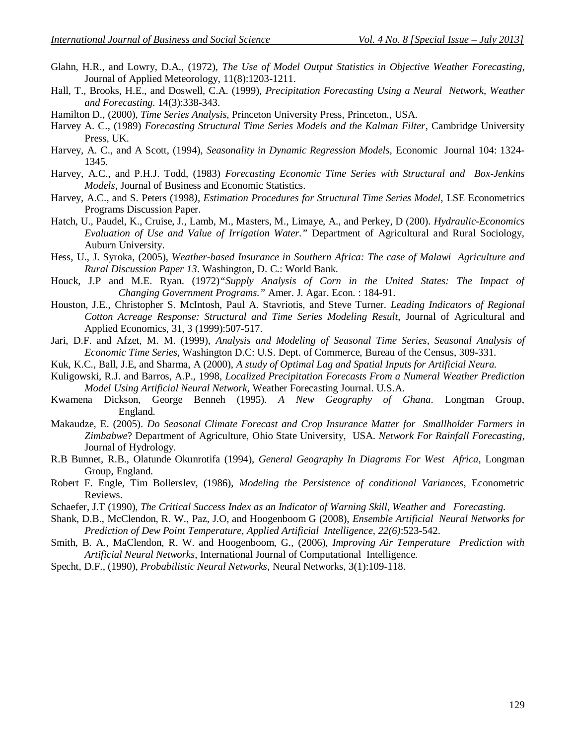Glahn, H.R., and Lowry, D.A., (1972), *The Use of Model Output Statistics in Objective Weather Forecasting,* Journal of Applied Meteorology, 11(8):1203-1211.

Hall, T., Brooks, H.E., and Doswell, C.A. (1999), *Precipitation Forecasting Using a Neural Network, Weather and Forecasting.* 14(3):338-343.

Hamilton D., (2000), *Time Series Analysis*, Princeton University Press, Princeton., USA.

Harvey A. C., (1989) *Forecasting Structural Time Series Models and the Kalman Filter*, Cambridge University Press, UK.

Harvey, A. C., and A Scott, (1994), *Seasonality in Dynamic Regression Models,* Economic Journal 104: 1324-1345.

Harvey, A.C., and P.H.J. Todd, (1983) *Forecasting Economic Time Series with Structural and Box-Jenkins Models*, Journal of Business and Economic Statistics.

Harvey, A.C., and S. Peters (1998*), Estimation Procedures for Structural Time Series Model,* LSE Econometrics Programs Discussion Paper.

Hatch, U., Paudel, K., Cruise, J., Lamb, M., Masters, M., Limaye, A., and Perkey, D (200). *Hydraulic-Economics Evaluation of Use and Value of Irrigation Water."* Department of Agricultural and Rural Sociology, Auburn University.

Hess, U., J. Syroka, (2005), *Weather-based Insurance in Southern Africa: The case of Malawi Agriculture and Rural Discussion Paper 13*. Washington, D. C.: World Bank.

Houck, J.P and M.E. Ryan. (1972)*"Supply Analysis of Corn in the United States: The Impact of Changing Government Programs."* Amer. J. Agar. Econ. : 184-91.

Houston, J.E., Christopher S. McIntosh, Paul A. Stavriotis, and Steve Turner. *Leading Indicators of Regional Cotton Acreage Response: Structural and Time Series Modeling Result*, Journal of Agricultural and Applied Economics, 31, 3 (1999):507-517.

Jari, D.F. and Afzet, M. M. (1999), *Analysis and Modeling of Seasonal Time Series, Seasonal Analysis of Economic Time Series*, Washington D.C: U.S. Dept. of Commerce, Bureau of the Census, 309-331.

Kuk, K.C., Ball, J.E, and Sharma, A (2000), *A study of Optimal Lag and Spatial Inputs for Artificial Neura.*

Kuligowski, R.J. and Barros, A.P., 1998, *Localized Precipitation Forecasts From a Numeral Weather Prediction Model Using Artificial Neural Network,* Weather Forecasting Journal. U.S.A.

Kwamena Dickson, George Benneh (1995). *A New Geography of Ghana*. Longman Group, England.

Makaudze, E. (2005). *Do Seasonal Climate Forecast and Crop Insurance Matter for Smallholder Farmers in Zimbabwe*? Department of Agriculture, Ohio State University, USA. *Network For Rainfall Forecasting*, Journal of Hydrology.

R.B Bunnet, R.B., Olatunde Okunrotifa (1994), *General Geography In Diagrams For West Africa,* Longman Group, England.

Robert F. Engle, Tim Bollerslev, (1986), *Modeling the Persistence of conditional Variances*, Econometric Reviews.

Schaefer, J.T (1990), *The Critical Success Index as an Indicator of Warning Skill, Weather and Forecasting.*

Shank, D.B., McClendon, R. W., Paz, J.O, and Hoogenboom G (2008), *Ensemble Artificial Neural Networks for Prediction of Dew Point Temperature, Applied Artificial Intelligence, 22(6)*:523-542.

Smith, B. A., MaClendon, R. W. and Hoogenboom, G., (2006), *Improving Air Temperature Prediction with Artificial Neural Networks*, International Journal of Computational Intelligence.

Specht, D.F., (1990), *Probabilistic Neural Networks*, Neural Networks, 3(1):109-118.